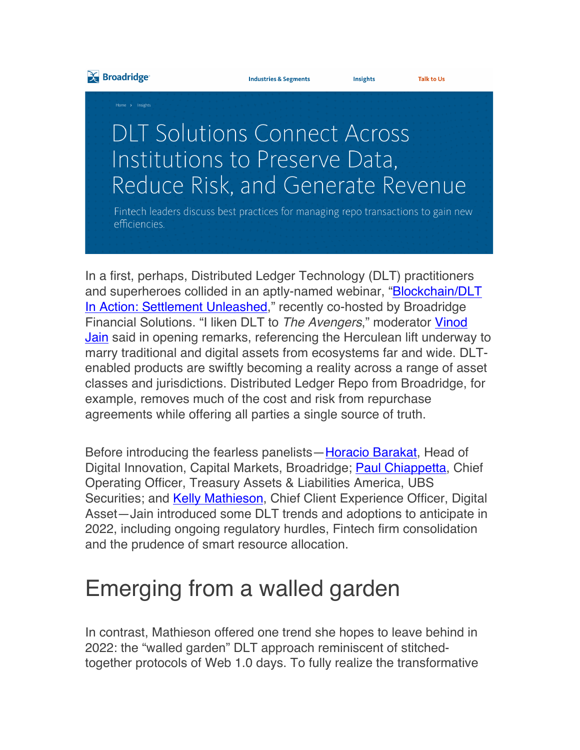Broadridge

Industries & Segments | Insights | Talk to Us

Home › Insights

# DLT Solutions Connect Across Institutions to Preserve Data, Reduce Risk, and Generate Revenue

Fintech leaders discuss best practices for managing repo transactions to gain new efficiencies.

In a first, perhaps, Distributed Ledger Technology (DLT) practitioners and superheroes collided in an aptly-named webinar, "Blockchain/DLT In Action: Settlement Unleashed," recently co-hosted by Broadridge Financial Solutions. "I liken DLT to *The Avengers*," moderator Vinod Jain said in opening remarks, referencing the Herculean lift underway to marry traditional and digital assets from ecosystems far and wide. DLT-enabled products are swiftly becoming a reality across a range of asset classes and jurisdictions. Distributed Ledger Repo from Broadridge, for example, removes much of the cost and risk from repurchase agreements while offering all parties a single source of truth.

Before introducing the fearless panelists—Horacio Barakat, Head of Digital Innovation, Capital Markets, Broadridge; Paul Chiappetta, Chief Operating Officer, Treasury Assets & Liabilities America, UBS Securities; and Kelly Mathieson, Chief Client Experience Officer, Digital Asset—Jain introduced some DLT trends and adoptions to anticipate in 2022, including ongoing regulatory hurdles, Fintech firm consolidation and the prudence of smart resource allocation.

## Emerging from a walled garden

In contrast, Mathieson offered one trend she hopes to leave behind in 2022: the "walled garden" DLT approach reminiscent of stitched-together protocols of Web 1.0 days. To fully realize the transformative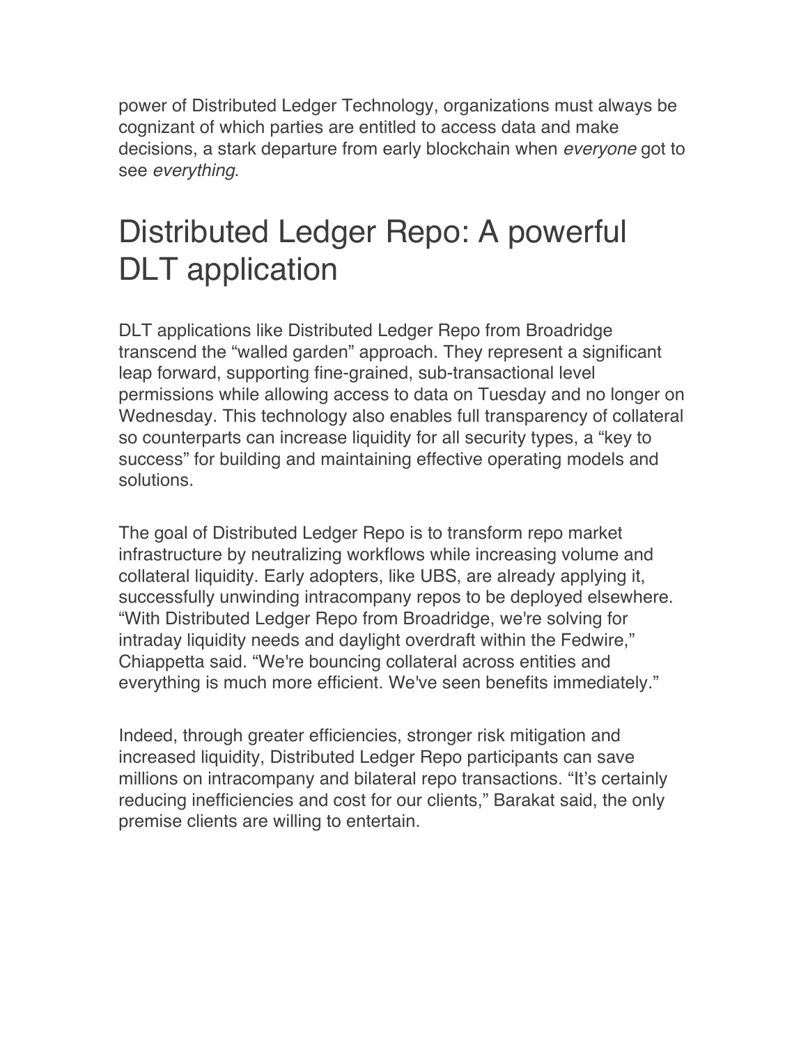power of Distributed Ledger Technology, organizations must always be cognizant of which parties are entitled to access data and make decisions, a stark departure from early blockchain when *everyone* got to see *everything*.

# Distributed Ledger Repo: A powerful DLT application

DLT applications like Distributed Ledger Repo from Broadridge transcend the "walled garden" approach. They represent a significant leap forward, supporting fine-grained, sub-transactional level permissions while allowing access to data on Tuesday and no longer on Wednesday. This technology also enables full transparency of collateral so counterparts can increase liquidity for all security types, a "key to success" for building and maintaining effective operating models and solutions.

The goal of Distributed Ledger Repo is to transform repo market infrastructure by neutralizing workflows while increasing volume and collateral liquidity. Early adopters, like UBS, are already applying it, successfully unwinding intracompany repos to be deployed elsewhere. "With Distributed Ledger Repo from Broadridge, we're solving for intraday liquidity needs and daylight overdraft within the Fedwire," Chiappetta said. "We're bouncing collateral across entities and everything is much more efficient. We've seen benefits immediately."

Indeed, through greater efficiencies, stronger risk mitigation and increased liquidity, Distributed Ledger Repo participants can save millions on intracompany and bilateral repo transactions. "It's certainly reducing inefficiencies and cost for our clients," Barakat said, the only premise clients are willing to entertain.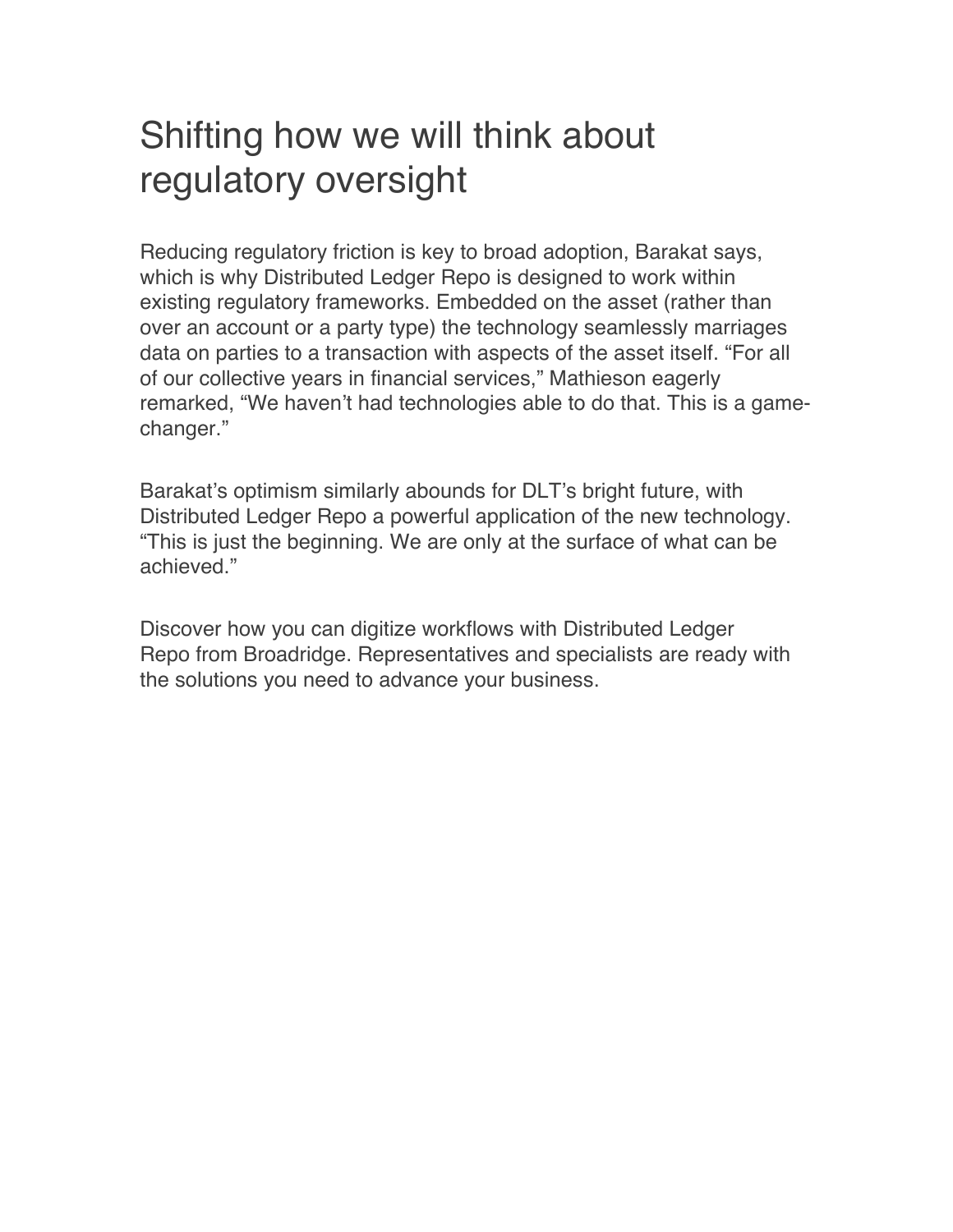# Shifting how we will think about regulatory oversight

Reducing regulatory friction is key to broad adoption, Barakat says, which is why Distributed Ledger Repo is designed to work within existing regulatory frameworks. Embedded on the asset (rather than over an account or a party type) the technology seamlessly marriages data on parties to a transaction with aspects of the asset itself. "For all of our collective years in financial services," Mathieson eagerly remarked, "We haven't had technologies able to do that. This is a game-changer."

Barakat's optimism similarly abounds for DLT's bright future, with Distributed Ledger Repo a powerful application of the new technology. "This is just the beginning. We are only at the surface of what can be achieved."

Discover how you can digitize workflows with Distributed Ledger Repo from Broadridge. Representatives and specialists are ready with the solutions you need to advance your business.